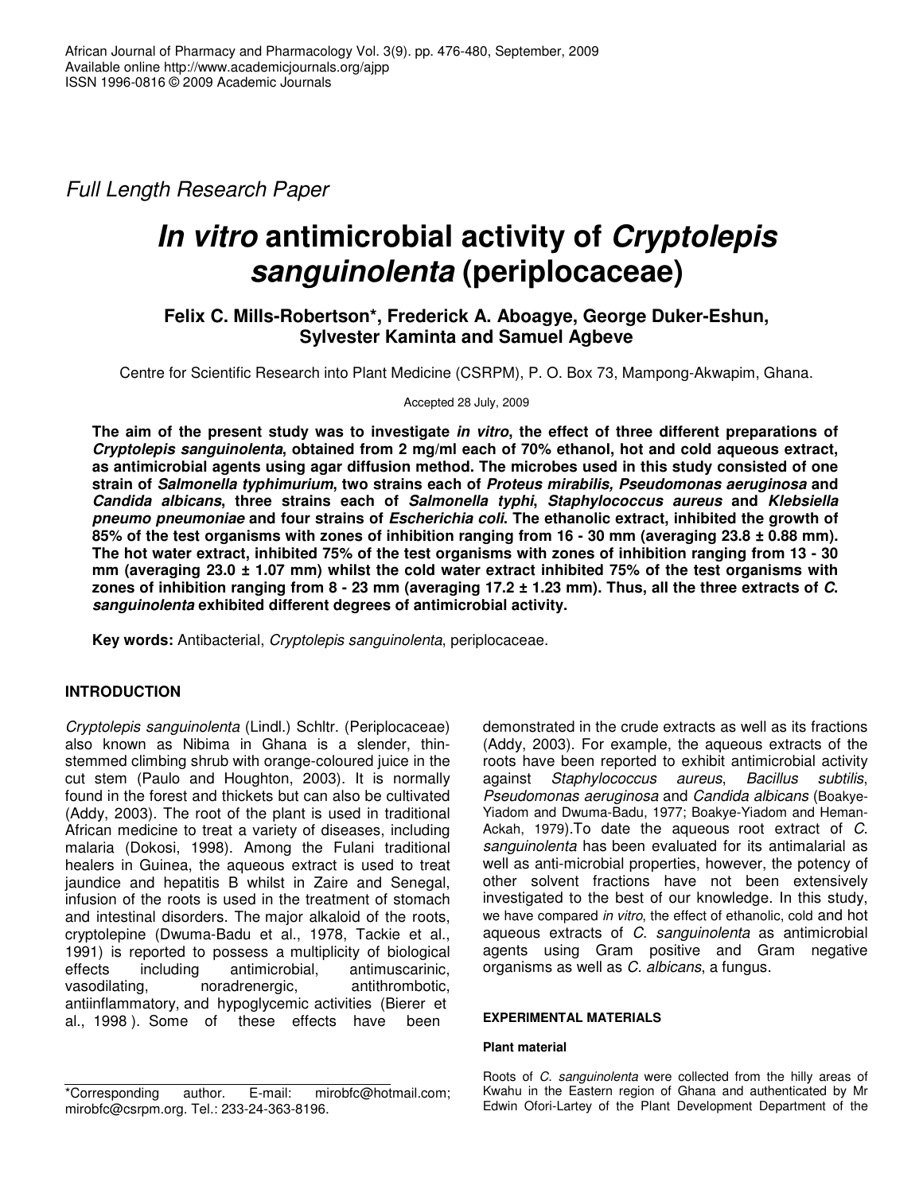Full Length Research Paper

# *In vitro* antimicrobial activity of *Cryptolepis sanguinolenta* (periplocaceae)

**Felix C. Mills-Robertson\*, Frederick A. Aboagye, George Duker-Eshun, Sylvester Kaminta and Samuel Agbeve**

Centre for Scientific Research into Plant Medicine (CSRPM), P. O. Box 73, Mampong-Akwapim, Ghana.

Accepted 28 July, 2009

**The aim of the present study was to investigate *in vitro*, the effect of three different preparations of *Cryptolepis sanguinolenta*, obtained from 2 mg/ml each of 70% ethanol, hot and cold aqueous extract, as antimicrobial agents using agar diffusion method. The microbes used in this study consisted of one strain of *Salmonella typhimurium*, two strains each of *Proteus mirabilis, Pseudomonas aeruginosa* and *Candida albicans*, three strains each of *Salmonella typhi*, *Staphylococcus aureus* and *Klebsiella pneumo pneumoniae* and four strains of *Escherichia coli*. The ethanolic extract, inhibited the growth of 85% of the test organisms with zones of inhibition ranging from 16 - 30 mm (averaging 23.8 ± 0.88 mm). The hot water extract, inhibited 75% of the test organisms with zones of inhibition ranging from 13 - 30 mm (averaging 23.0 ± 1.07 mm) whilst the cold water extract inhibited 75% of the test organisms with zones of inhibition ranging from 8 - 23 mm (averaging 17.2 ± 1.23 mm). Thus, all the three extracts of *C. sanguinolenta* exhibited different degrees of antimicrobial activity.**

**Key words:** Antibacterial, *Cryptolepis sanguinolenta*, periplocaceae.

## INTRODUCTION

*Cryptolepis sanguinolenta* (Lindl.) Schltr. (Periplocaceae) also known as Nibima in Ghana is a slender, thin-stemmed climbing shrub with orange-coloured juice in the cut stem (Paulo and Houghton, 2003). It is normally found in the forest and thickets but can also be cultivated (Addy, 2003). The root of the plant is used in traditional African medicine to treat a variety of diseases, including malaria (Dokosi, 1998). Among the Fulani traditional healers in Guinea, the aqueous extract is used to treat jaundice and hepatitis B whilst in Zaire and Senegal, infusion of the roots is used in the treatment of stomach and intestinal disorders. The major alkaloid of the roots, cryptolepine (Dwuma-Badu et al., 1978, Tackie et al., 1991) is reported to possess a multiplicity of biological effects including antimicrobial, antimuscarinic, vasodilating, noradrenergic, antithrombotic, antiinflammatory, and hypoglycemic activities (Bierer et al., 1998 ). Some of these effects have been demonstrated in the crude extracts as well as its fractions (Addy, 2003). For example, the aqueous extracts of the roots have been reported to exhibit antimicrobial activity against *Staphylococcus aureus*, *Bacillus subtilis*, *Pseudomonas aeruginosa* and *Candida albicans* (Boakye-Yiadom and Dwuma-Badu, 1977; Boakye-Yiadom and Heman-Ackah, 1979).To date the aqueous root extract of *C. sanguinolenta* has been evaluated for its antimalarial as well as anti-microbial properties, however, the potency of other solvent fractions have not been extensively investigated to the best of our knowledge. In this study, we have compared *in vitro*, the effect of ethanolic, cold and hot aqueous extracts of *C. sanguinolenta* as antimicrobial agents using Gram positive and Gram negative organisms as well as *C. albicans*, a fungus.

## EXPERIMENTAL MATERIALS

### Plant material

Roots of *C. sanguinolenta* were collected from the hilly areas of Kwahu in the Eastern region of Ghana and authenticated by Mr Edwin Ofori-Lartey of the Plant Development Department of the

\*Corresponding author. E-mail: mirobfc@hotmail.com; mirobfc@csrpm.org. Tel.: 233-24-363-8196.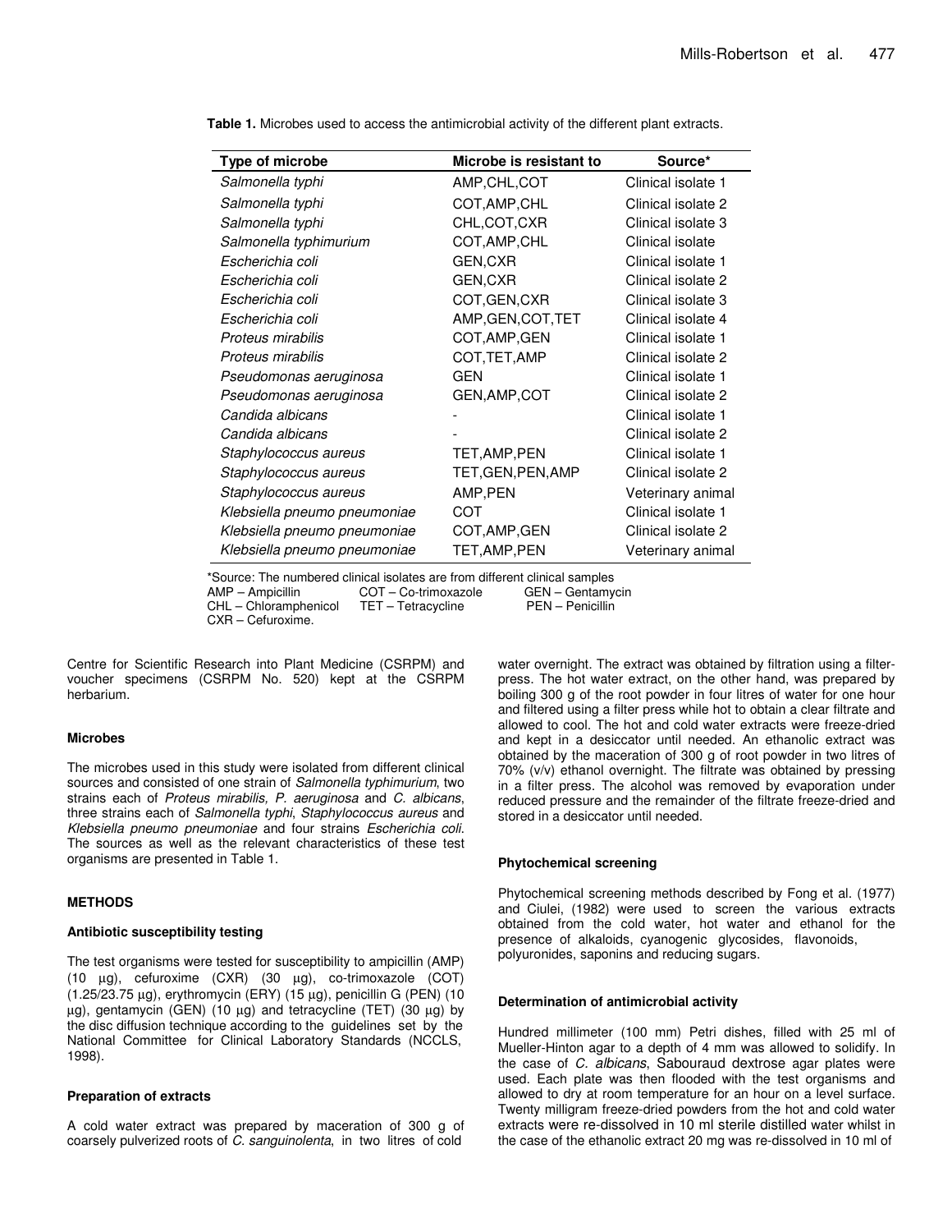**Table 1.** Microbes used to access the antimicrobial activity of the different plant extracts.

| Type of microbe | Microbe is resistant to | Source* |
|---|---|---|
| *Salmonella typhi* | AMP,CHL,COT | Clinical isolate 1 |
| *Salmonella typhi* | COT,AMP,CHL | Clinical isolate 2 |
| *Salmonella typhi* | CHL,COT,CXR | Clinical isolate 3 |
| *Salmonella typhimurium* | COT,AMP,CHL | Clinical isolate |
| *Escherichia coli* | GEN,CXR | Clinical isolate 1 |
| *Escherichia coli* | GEN,CXR | Clinical isolate 2 |
| *Escherichia coli* | COT,GEN,CXR | Clinical isolate 3 |
| *Escherichia coli* | AMP,GEN,COT,TET | Clinical isolate 4 |
| *Proteus mirabilis* | COT,AMP,GEN | Clinical isolate 1 |
| *Proteus mirabilis* | COT,TET,AMP | Clinical isolate 2 |
| *Pseudomonas aeruginosa* | GEN | Clinical isolate 1 |
| *Pseudomonas aeruginosa* | GEN,AMP,COT | Clinical isolate 2 |
| *Candida albicans* | - | Clinical isolate 1 |
| *Candida albicans* | - | Clinical isolate 2 |
| *Staphylococcus aureus* | TET,AMP,PEN | Clinical isolate 1 |
| *Staphylococcus aureus* | TET,GEN,PEN,AMP | Clinical isolate 2 |
| *Staphylococcus aureus* | AMP,PEN | Veterinary animal |
| *Klebsiella pneumo pneumoniae* | COT | Clinical isolate 1 |
| *Klebsiella pneumo pneumoniae* | COT,AMP,GEN | Clinical isolate 2 |
| *Klebsiella pneumo pneumoniae* | TET,AMP,PEN | Veterinary animal |

*Source: The numbered clinical isolates are from different clinical samples
AMP – Ampicillin  COT – Co-trimoxazole  GEN – Gentamycin
CHL – Chloramphenicol  TET – Tetracycline  PEN – Penicillin
CXR – Cefuroxime.

Centre for Scientific Research into Plant Medicine (CSRPM) and voucher specimens (CSRPM No. 520) kept at the CSRPM herbarium.

#### Microbes

The microbes used in this study were isolated from different clinical sources and consisted of one strain of *Salmonella typhimurium*, two strains each of *Proteus mirabilis, P. aeruginosa* and *C. albicans*, three strains each of *Salmonella typhi*, *Staphylococcus aureus* and *Klebsiella pneumo pneumoniae* and four strains *Escherichia coli*. The sources as well as the relevant characteristics of these test organisms are presented in Table 1.

### METHODS

#### Antibiotic susceptibility testing

The test organisms were tested for susceptibility to ampicillin (AMP) (10 µg), cefuroxime (CXR) (30 µg), co-trimoxazole (COT) (1.25/23.75 µg), erythromycin (ERY) (15 µg), penicillin G (PEN) (10 µg), gentamycin (GEN) (10 µg) and tetracycline (TET) (30 µg) by the disc diffusion technique according to the guidelines set by the National Committee for Clinical Laboratory Standards (NCCLS, 1998).

#### Preparation of extracts

A cold water extract was prepared by maceration of 300 g of coarsely pulverized roots of *C. sanguinolenta*, in two litres of cold water overnight. The extract was obtained by filtration using a filter-press. The hot water extract, on the other hand, was prepared by boiling 300 g of the root powder in four litres of water for one hour and filtered using a filter press while hot to obtain a clear filtrate and allowed to cool. The hot and cold water extracts were freeze-dried and kept in a desiccator until needed. An ethanolic extract was obtained by the maceration of 300 g of root powder in two litres of 70% (v/v) ethanol overnight. The filtrate was obtained by pressing in a filter press. The alcohol was removed by evaporation under reduced pressure and the remainder of the filtrate freeze-dried and stored in a desiccator until needed.

#### Phytochemical screening

Phytochemical screening methods described by Fong et al. (1977) and Ciulei, (1982) were used to screen the various extracts obtained from the cold water, hot water and ethanol for the presence of alkaloids, cyanogenic glycosides, flavonoids, polyuronides, saponins and reducing sugars.

#### Determination of antimicrobial activity

Hundred millimeter (100 mm) Petri dishes, filled with 25 ml of Mueller-Hinton agar to a depth of 4 mm was allowed to solidify. In the case of *C. albicans*, Sabouraud dextrose agar plates were used. Each plate was then flooded with the test organisms and allowed to dry at room temperature for an hour on a level surface. Twenty milligram freeze-dried powders from the hot and cold water extracts were re-dissolved in 10 ml sterile distilled water whilst in the case of the ethanolic extract 20 mg was re-dissolved in 10 ml of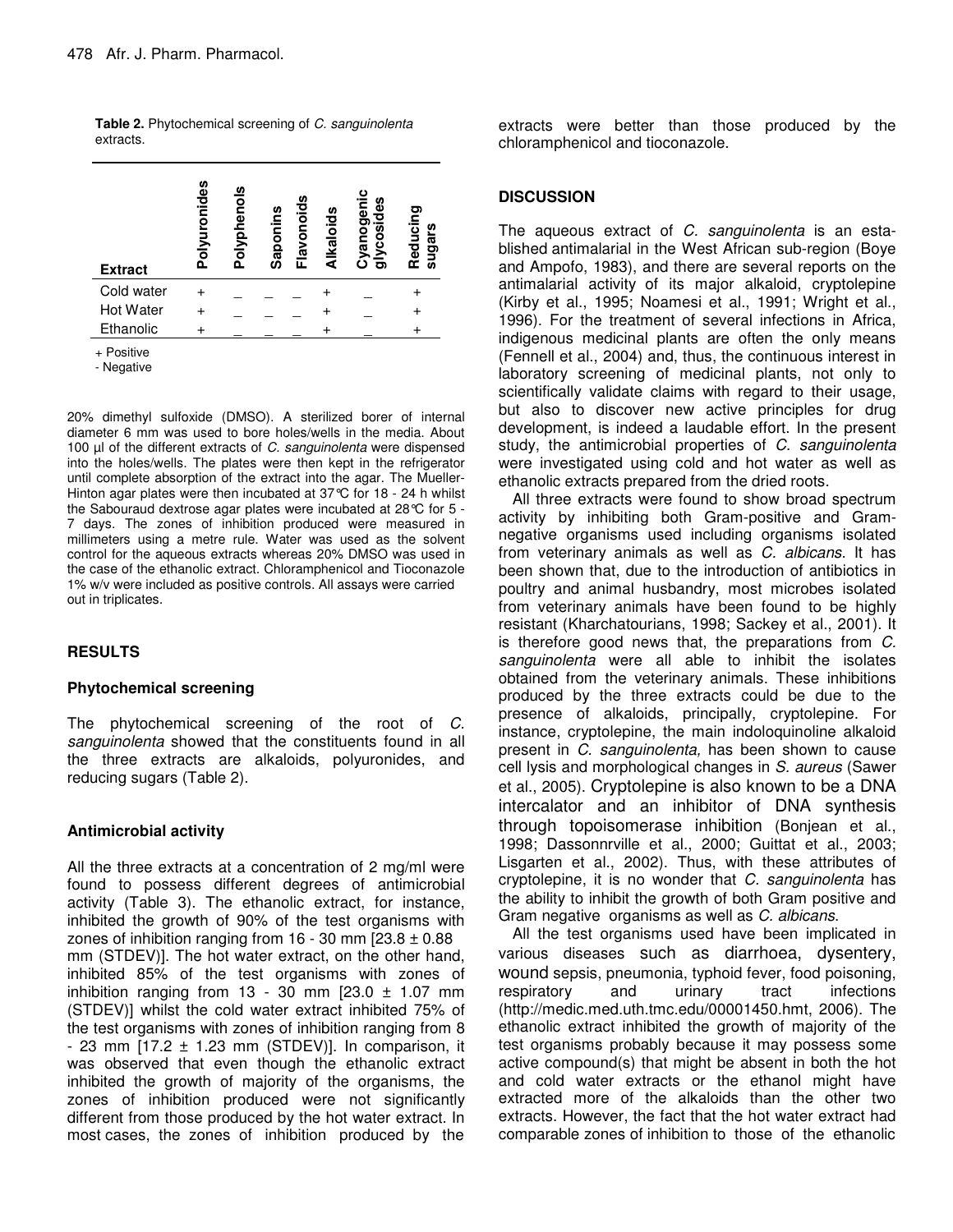**Table 2.** Phytochemical screening of *C. sanguinolenta* extracts.

| Extract | Polyuronides | Polyphenols | Saponins | Flavonoids | Alkaloids | Cyanogenic glycosides | Reducing sugars |
|---|---|---|---|---|---|---|---|
| Cold water | + | _ | _ | _ | + | _ | + |
| Hot Water | + | _ | _ | _ | + | _ | + |
| Ethanolic | + | _ | _ | _ | + | _ | + |

+ Positive
- Negative

20% dimethyl sulfoxide (DMSO). A sterilized borer of internal diameter 6 mm was used to bore holes/wells in the media. About 100 µl of the different extracts of *C. sanguinolenta* were dispensed into the holes/wells. The plates were then kept in the refrigerator until complete absorption of the extract into the agar. The Mueller-Hinton agar plates were then incubated at 37°C for 18 - 24 h whilst the Sabouraud dextrose agar plates were incubated at 28°C for 5 - 7 days. The zones of inhibition produced were measured in millimeters using a metre rule. Water was used as the solvent control for the aqueous extracts whereas 20% DMSO was used in the case of the ethanolic extract. Chloramphenicol and Tioconazole 1% w/v were included as positive controls. All assays were carried out in triplicates.

## RESULTS

### Phytochemical screening

The phytochemical screening of the root of *C. sanguinolenta* showed that the constituents found in all the three extracts are alkaloids, polyuronides, and reducing sugars (Table 2).

### Antimicrobial activity

All the three extracts at a concentration of 2 mg/ml were found to possess different degrees of antimicrobial activity (Table 3). The ethanolic extract, for instance, inhibited the growth of 90% of the test organisms with zones of inhibition ranging from 16 - 30 mm [23.8 ± 0.88 mm (STDEV)]. The hot water extract, on the other hand, inhibited 85% of the test organisms with zones of inhibition ranging from 13 - 30 mm [23.0 ± 1.07 mm (STDEV)] whilst the cold water extract inhibited 75% of the test organisms with zones of inhibition ranging from 8 - 23 mm [17.2 ± 1.23 mm (STDEV)]. In comparison, it was observed that even though the ethanolic extract inhibited the growth of majority of the organisms, the zones of inhibition produced were not significantly different from those produced by the hot water extract. In most cases, the zones of inhibition produced by the extracts were better than those produced by the chloramphenicol and tioconazole.

## DISCUSSION

The aqueous extract of *C. sanguinolenta* is an established antimalarial in the West African sub-region (Boye and Ampofo, 1983), and there are several reports on the antimalarial activity of its major alkaloid, cryptolepine (Kirby et al., 1995; Noamesi et al., 1991; Wright et al., 1996). For the treatment of several infections in Africa, indigenous medicinal plants are often the only means (Fennell et al., 2004) and, thus, the continuous interest in laboratory screening of medicinal plants, not only to scientifically validate claims with regard to their usage, but also to discover new active principles for drug development, is indeed a laudable effort. In the present study, the antimicrobial properties of *C. sanguinolenta* were investigated using cold and hot water as well as ethanolic extracts prepared from the dried roots.

All three extracts were found to show broad spectrum activity by inhibiting both Gram-positive and Gram-negative organisms used including organisms isolated from veterinary animals as well as *C. albicans*. It has been shown that, due to the introduction of antibiotics in poultry and animal husbandry, most microbes isolated from veterinary animals have been found to be highly resistant (Kharchatourians, 1998; Sackey et al., 2001). It is therefore good news that, the preparations from *C. sanguinolenta* were all able to inhibit the isolates obtained from the veterinary animals. These inhibitions produced by the three extracts could be due to the presence of alkaloids, principally, cryptolepine. For instance, cryptolepine, the main indoloquinoline alkaloid present in *C. sanguinolenta,* has been shown to cause cell lysis and morphological changes in *S. aureus* (Sawer et al., 2005). Cryptolepine is also known to be a DNA intercalator and an inhibitor of DNA synthesis through topoisomerase inhibition (Bonjean et al., 1998; Dassonnrville et al., 2000; Guittat et al., 2003; Lisgarten et al., 2002). Thus, with these attributes of cryptolepine, it is no wonder that *C. sanguinolenta* has the ability to inhibit the growth of both Gram positive and Gram negative organisms as well as *C. albicans*.

All the test organisms used have been implicated in various diseases such as diarrhoea, dysentery, wound sepsis, pneumonia, typhoid fever, food poisoning, respiratory and urinary tract infections (http://medic.med.uth.tmc.edu/00001450.hmt, 2006). The ethanolic extract inhibited the growth of majority of the test organisms probably because it may possess some active compound(s) that might be absent in both the hot and cold water extracts or the ethanol might have extracted more of the alkaloids than the other two extracts. However, the fact that the hot water extract had comparable zones of inhibition to those of the ethanolic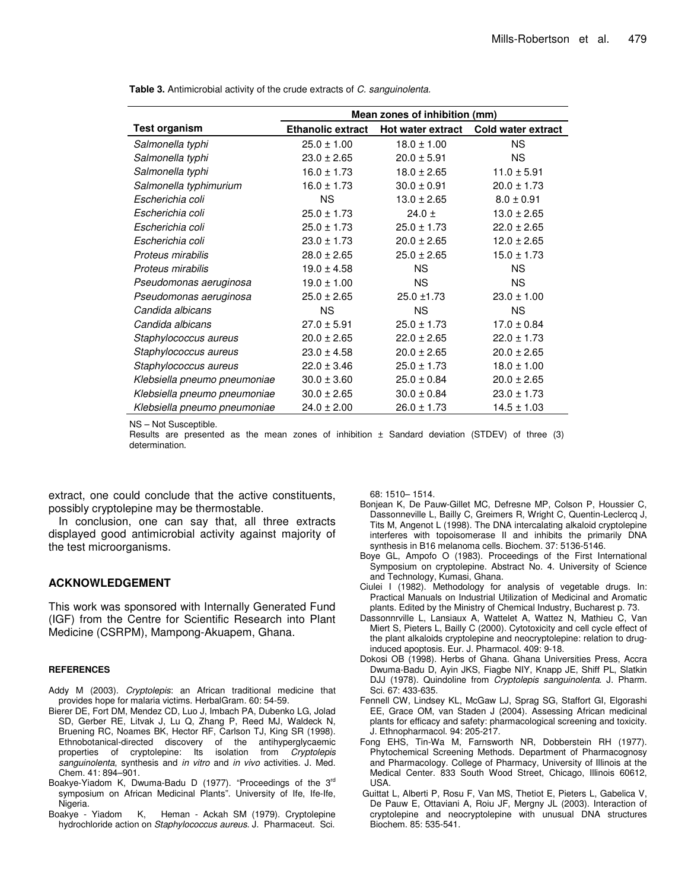**Table 3.** Antimicrobial activity of the crude extracts of *C. sanguinolenta.*

| Test organism | Mean zones of inhibition (mm) | | |
|---|---|---|---|
| | Ethanolic extract | Hot water extract | Cold water extract |
| *Salmonella typhi* | 25.0 ± 1.00 | 18.0 ± 1.00 | NS |
| *Salmonella typhi* | 23.0 ± 2.65 | 20.0 ± 5.91 | NS |
| *Salmonella typhi* | 16.0 ± 1.73 | 18.0 ± 2.65 | 11.0 ± 5.91 |
| *Salmonella typhimurium* | 16.0 ± 1.73 | 30.0 ± 0.91 | 20.0 ± 1.73 |
| *Escherichia coli* | NS | 13.0 ± 2.65 | 8.0 ± 0.91 |
| *Escherichia coli* | 25.0 ± 1.73 | 24.0 ± | 13.0 ± 2.65 |
| *Escherichia coli* | 25.0 ± 1.73 | 25.0 ± 1.73 | 22.0 ± 2.65 |
| *Escherichia coli* | 23.0 ± 1.73 | 20.0 ± 2.65 | 12.0 ± 2.65 |
| *Proteus mirabilis* | 28.0 ± 2.65 | 25.0 ± 2.65 | 15.0 ± 1.73 |
| *Proteus mirabilis* | 19.0 ± 4.58 | NS | NS |
| *Pseudomonas aeruginosa* | 19.0 ± 1.00 | NS | NS |
| *Pseudomonas aeruginosa* | 25.0 ± 2.65 | 25.0 ±1.73 | 23.0 ± 1.00 |
| *Candida albicans* | NS | NS | NS |
| *Candida albicans* | 27.0 ± 5.91 | 25.0 ± 1.73 | 17.0 ± 0.84 |
| *Staphylococcus aureus* | 20.0 ± 2.65 | 22.0 ± 2.65 | 22.0 ± 1.73 |
| *Staphylococcus aureus* | 23.0 ± 4.58 | 20.0 ± 2.65 | 20.0 ± 2.65 |
| *Staphylococcus aureus* | 22.0 ± 3.46 | 25.0 ± 1.73 | 18.0 ± 1.00 |
| *Klebsiella pneumo pneumoniae* | 30.0 ± 3.60 | 25.0 ± 0.84 | 20.0 ± 2.65 |
| *Klebsiella pneumo pneumoniae* | 30.0 ± 2.65 | 30.0 ± 0.84 | 23.0 ± 1.73 |
| *Klebsiella pneumo pneumoniae* | 24.0 ± 2.00 | 26.0 ± 1.73 | 14.5 ± 1.03 |

NS – Not Susceptible.
Results are presented as the mean zones of inhibition ± Sandard deviation (STDEV) of three (3) determination.

extract, one could conclude that the active constituents, possibly cryptolepine may be thermostable.

In conclusion, one can say that, all three extracts displayed good antimicrobial activity against majority of the test microorganisms.

## ACKNOWLEDGEMENT

This work was sponsored with Internally Generated Fund (IGF) from the Centre for Scientific Research into Plant Medicine (CSRPM), Mampong-Akuapem, Ghana.

### REFERENCES

Addy M (2003). *Cryptolepis*: an African traditional medicine that provides hope for malaria victims. HerbalGram. 60: 54-59.

Bierer DE, Fort DM, Mendez CD, Luo J, Imbach PA, Dubenko LG, Jolad SD, Gerber RE, Litvak J, Lu Q, Zhang P, Reed MJ, Waldeck N, Bruening RC, Noames BK, Hector RF, Carlson TJ, King SR (1998). Ethnobotanical-directed discovery of the antihyperglycaemic properties of cryptolepine: Its isolation from *Cryptolepis sanguinolenta*, synthesis and *in vitro* and *in vivo* activities. J. Med. Chem. 41: 894–901.

Boakye-Yiadom K, Dwuma-Badu D (1977). "Proceedings of the 3rd symposium on African Medicinal Plants". University of Ife, Ife-Ife, Nigeria.

Boakye - Yiadom K, Heman - Ackah SM (1979). Cryptolepine hydrochloride action on *Staphylococcus aureus*. J. Pharmaceut. Sci. 68: 1510– 1514.

Bonjean K, De Pauw-Gillet MC, Defresne MP, Colson P, Houssier C, Dassonneville L, Bailly C, Greimers R, Wright C, Quentin-Leclercq J, Tits M, Angenot L (1998). The DNA intercalating alkaloid cryptolepine interferes with topoisomerase II and inhibits the primarily DNA synthesis in B16 melanoma cells. Biochem. 37: 5136-5146.

Boye GL, Ampofo O (1983). Proceedings of the First International Symposium on cryptolepine. Abstract No. 4. University of Science and Technology, Kumasi, Ghana.

Ciulei I (1982). Methodology for analysis of vegetable drugs. In: Practical Manuals on Industrial Utilization of Medicinal and Aromatic plants. Edited by the Ministry of Chemical Industry, Bucharest p. 73.

Dassonnrville L, Lansiaux A, Wattelet A, Wattez N, Mathieu C, Van Miert S, Pieters L, Bailly C (2000). Cytotoxicity and cell cycle effect of the plant alkaloids cryptolepine and neocryptolepine: relation to drug-induced apoptosis. Eur. J. Pharmacol. 409: 9-18.

Dokosi OB (1998). Herbs of Ghana. Ghana Universities Press, Accra Dwuma-Badu D, Ayin JKS, Fiagbe NIY, Knapp JE, Shiff PL, Slatkin DJJ (1978). Quindoline from *Cryptolepis sanguinolenta*. J. Pharm. Sci. 67: 433-635.

Fennell CW, Lindsey KL, McGaw LJ, Sprag SG, Staffort GI, Elgorashi EE, Grace OM, van Staden J (2004). Assessing African medicinal plants for efficacy and safety: pharmacological screening and toxicity. J. Ethnopharmacol. 94: 205-217.

Fong EHS, Tin-Wa M, Farnsworth NR, Dobberstein RH (1977). Phytochemical Screening Methods. Department of Pharmacognosy and Pharmacology. College of Pharmacy, University of Illinois at the Medical Center. 833 South Wood Street, Chicago, Illinois 60612, USA.

Guittat L, Alberti P, Rosu F, Van MS, Thetiot E, Pieters L, Gabelica V, De Pauw E, Ottaviani A, Roiu JF, Mergny JL (2003). Interaction of cryptolepine and neocryptolepine with unusual DNA structures Biochem. 85: 535-541.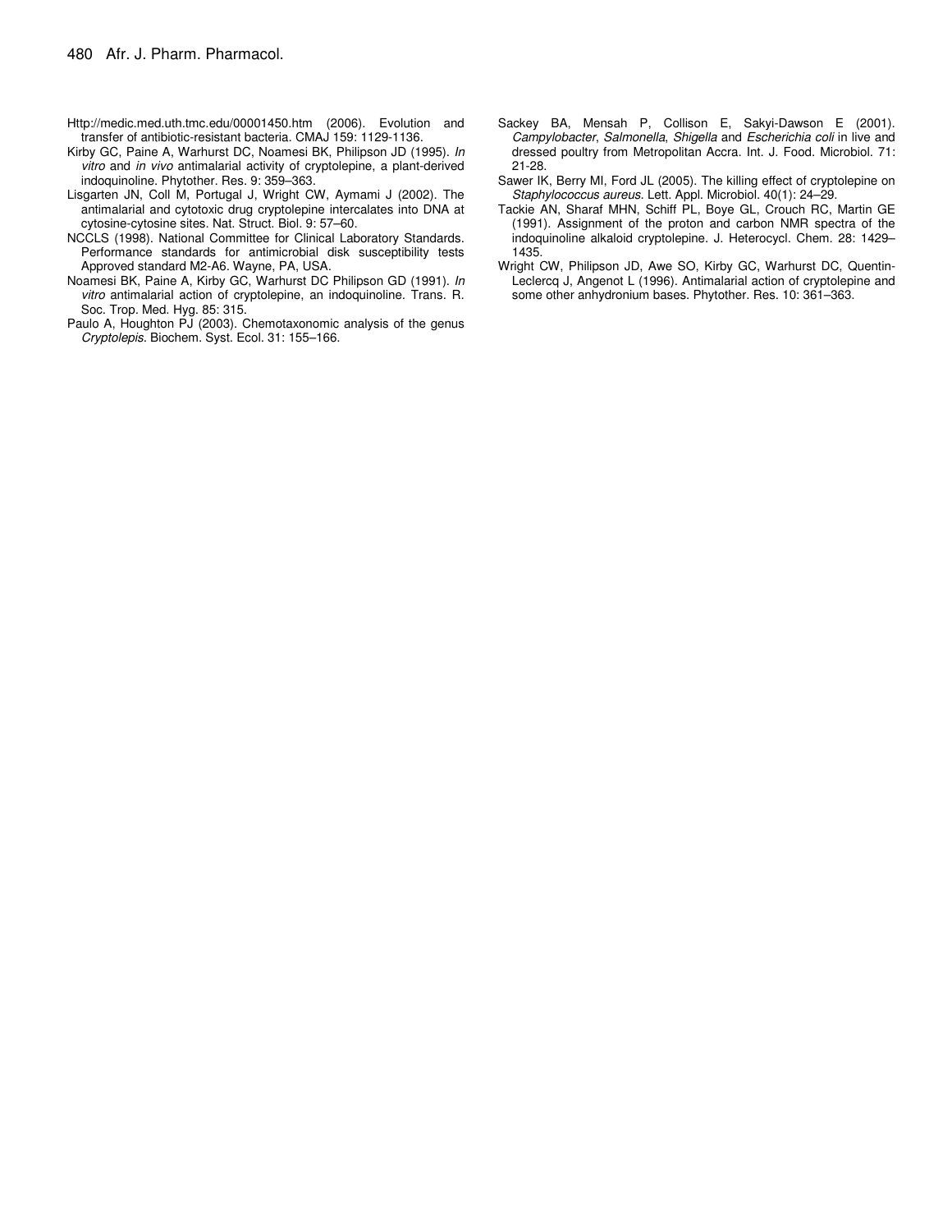Http://medic.med.uth.tmc.edu/00001450.htm (2006). Evolution and transfer of antibiotic-resistant bacteria. CMAJ 159: 1129-1136.

Kirby GC, Paine A, Warhurst DC, Noamesi BK, Philipson JD (1995). *In vitro* and *in vivo* antimalarial activity of cryptolepine, a plant-derived indoquinoline. Phytother. Res. 9: 359–363.

Lisgarten JN, Coll M, Portugal J, Wright CW, Aymami J (2002). The antimalarial and cytotoxic drug cryptolepine intercalates into DNA at cytosine-cytosine sites. Nat. Struct. Biol. 9: 57–60.

NCCLS (1998). National Committee for Clinical Laboratory Standards. Performance standards for antimicrobial disk susceptibility tests Approved standard M2-A6. Wayne, PA, USA.

Noamesi BK, Paine A, Kirby GC, Warhurst DC Philipson GD (1991). *In vitro* antimalarial action of cryptolepine, an indoquinoline. Trans. R. Soc. Trop. Med. Hyg. 85: 315.

Paulo A, Houghton PJ (2003). Chemotaxonomic analysis of the genus *Cryptolepis*. Biochem. Syst. Ecol. 31: 155–166.

Sackey BA, Mensah P, Collison E, Sakyi-Dawson E (2001). *Campylobacter*, *Salmonella*, *Shigella* and *Escherichia coli* in live and dressed poultry from Metropolitan Accra. Int. J. Food. Microbiol. 71: 21-28.

Sawer IK, Berry MI, Ford JL (2005). The killing effect of cryptolepine on *Staphylococcus aureus*. Lett. Appl. Microbiol. 40(1): 24–29.

Tackie AN, Sharaf MHN, Schiff PL, Boye GL, Crouch RC, Martin GE (1991). Assignment of the proton and carbon NMR spectra of the indoquinoline alkaloid cryptolepine. J. Heterocycl. Chem. 28: 1429–1435.

Wright CW, Philipson JD, Awe SO, Kirby GC, Warhurst DC, Quentin-Leclercq J, Angenot L (1996). Antimalarial action of cryptolepine and some other anhydronium bases. Phytother. Res. 10: 361–363.